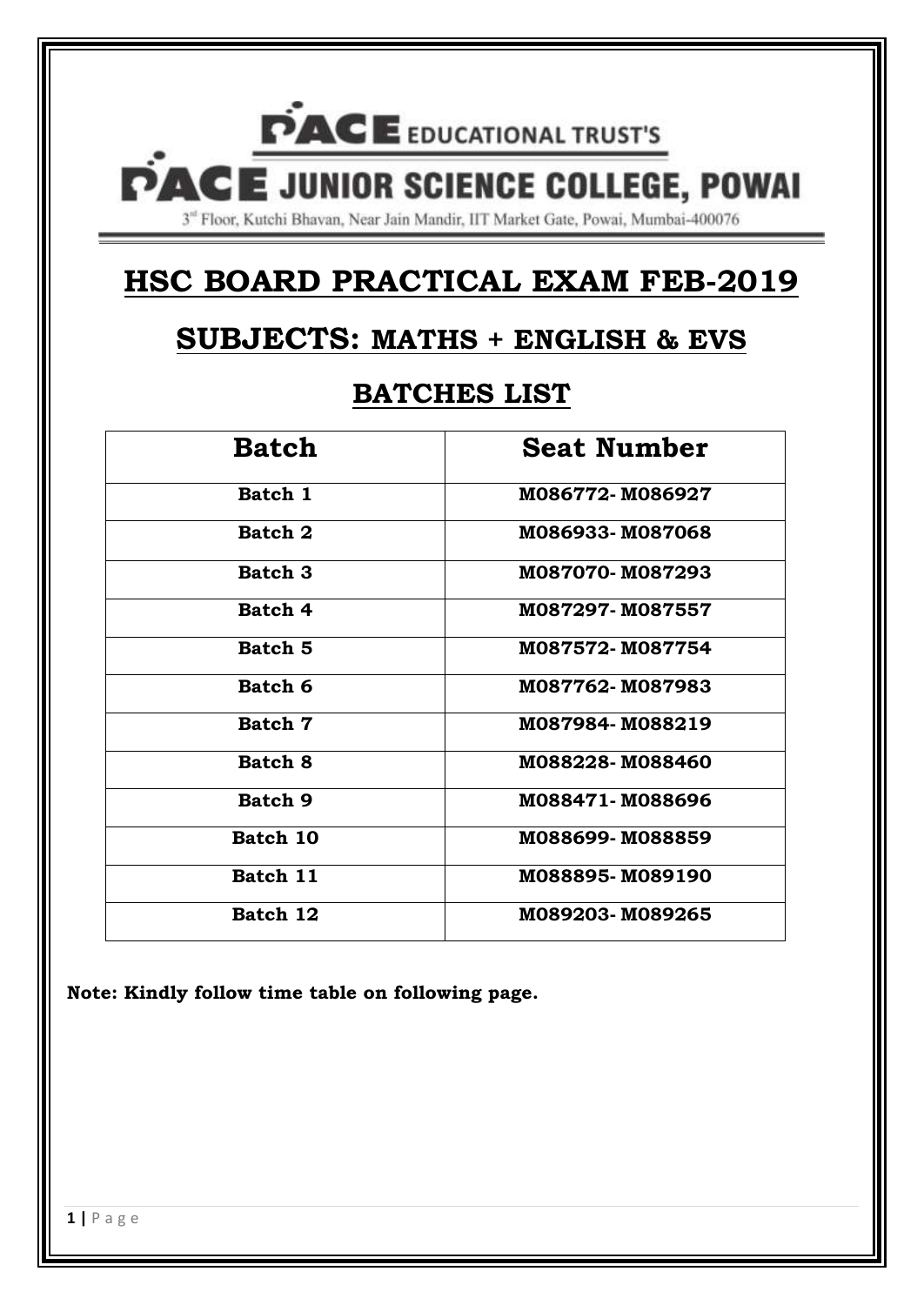# PACE EDUCATIONAL TRUST'S

# PACE JUNIOR SCIENCE COLLEGE, POWAI

3rd Floor, Kutchi Bhavan, Near Jain Mandir, IIT Market Gate, Powai, Mumbai-400076

## HSC BOARD PRACTICAL EXAM FEB-2019

## SUBJECTS: MATHS + ENGLISH & EVS

## BATCHES LIST

| Batch | Seat Number |
|---|---|
| Batch 1 | M086772- M086927 |
| Batch 2 | M086933- M087068 |
| Batch 3 | M087070- M087293 |
| Batch 4 | M087297- M087557 |
| Batch 5 | M087572- M087754 |
| Batch 6 | M087762- M087983 |
| Batch 7 | M087984- M088219 |
| Batch 8 | M088228- M088460 |
| Batch 9 | M088471- M088696 |
| Batch 10 | M088699- M088859 |
| Batch 11 | M088895- M089190 |
| Batch 12 | M089203- M089265 |

**Note: Kindly follow time table on following page.**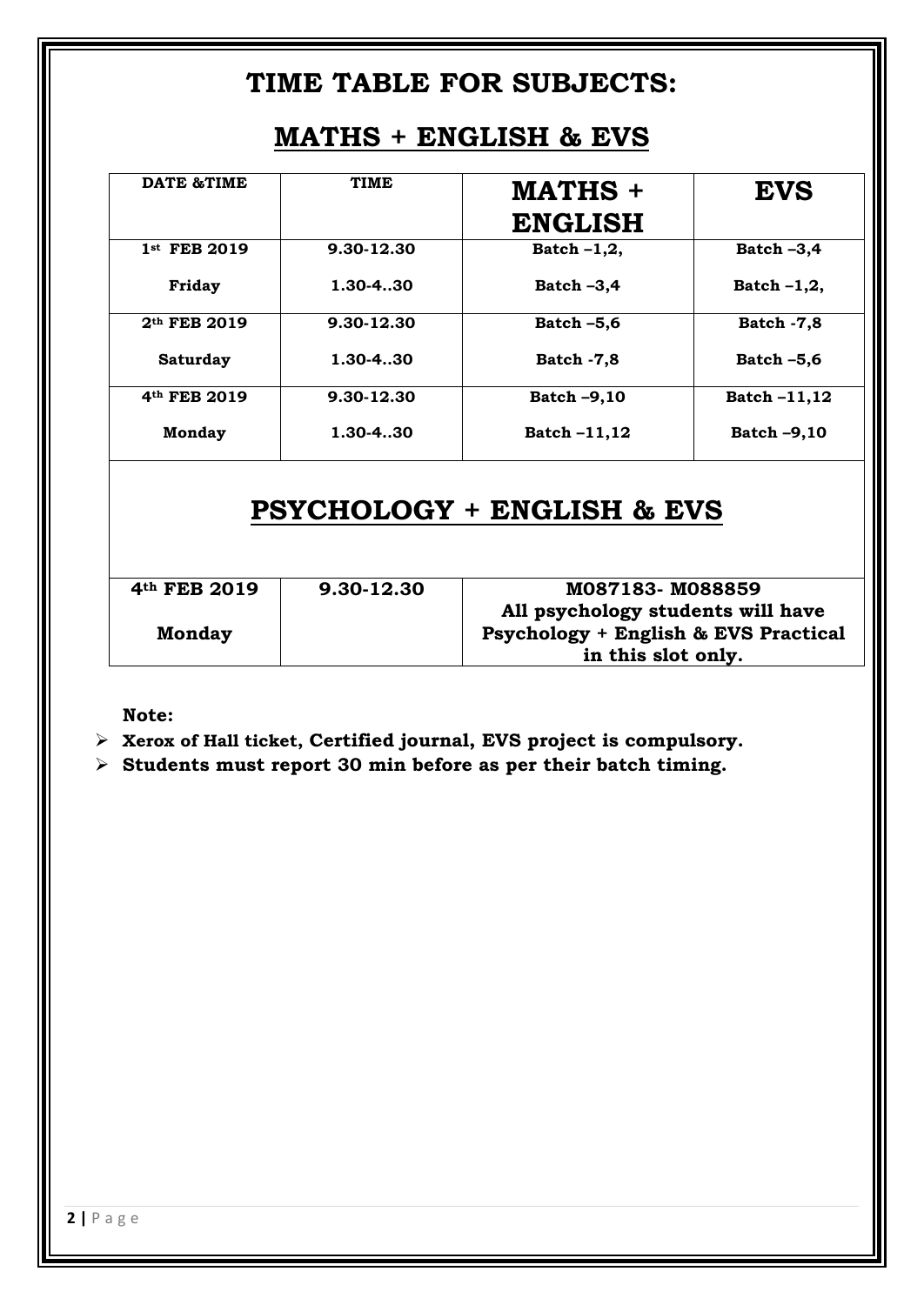# TIME TABLE FOR SUBJECTS:

## MATHS + ENGLISH & EVS

| DATE &TIME | TIME | MATHS + ENGLISH | EVS |
|---|---|---|---|
| 1st FEB 2019 | 9.30-12.30 | Batch –1,2, | Batch –3,4 |
| Friday | 1.30-4..30 | Batch –3,4 | Batch –1,2, |
| 2th FEB 2019 | 9.30-12.30 | Batch –5,6 | Batch -7,8 |
| Saturday | 1.30-4..30 | Batch -7,8 | Batch –5,6 |
| 4th FEB 2019 | 9.30-12.30 | Batch –9,10 | Batch –11,12 |
| Monday | 1.30-4..30 | Batch –11,12 | Batch –9,10 |

## PSYCHOLOGY + ENGLISH & EVS

| | | |
|---|---|---|
| 4th FEB 2019 Monday | 9.30-12.30 | M087183- M088859 All psychology students will have Psychology + English & EVS Practical in this slot only. |

**Note:**

- **Xerox of Hall ticket, Certified journal, EVS project is compulsory.**
- **Students must report 30 min before as per their batch timing.**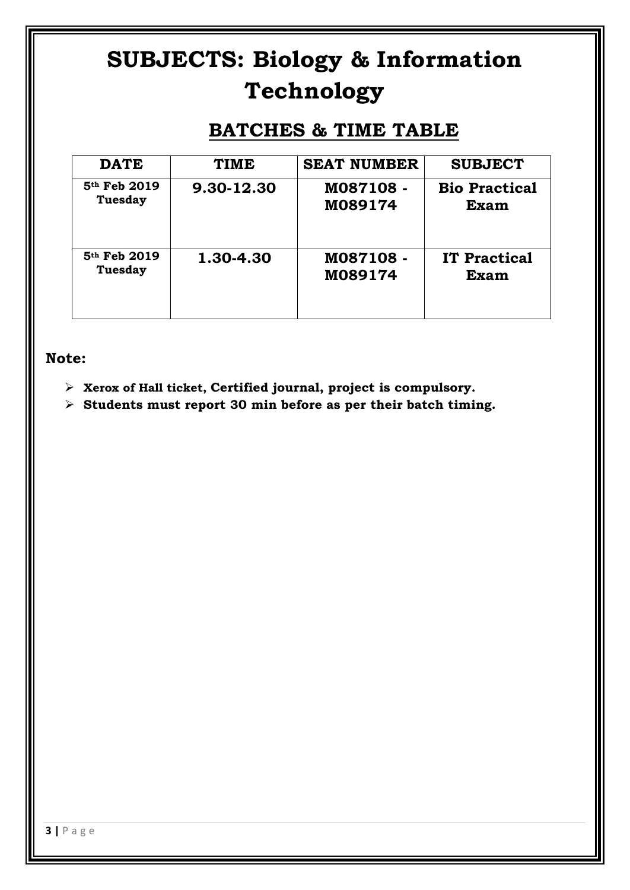# SUBJECTS: Biology & Information Technology

## BATCHES & TIME TABLE

| DATE | TIME | SEAT NUMBER | SUBJECT |
| --- | --- | --- | --- |
| 5th Feb 2019 Tuesday | 9.30-12.30 | M087108 - M089174 | Bio Practical Exam |
| 5th Feb 2019 Tuesday | 1.30-4.30 | M087108 - M089174 | IT Practical Exam |

**Note:**

- **Xerox of Hall ticket, Certified journal, project is compulsory.**
- **Students must report 30 min before as per their batch timing.**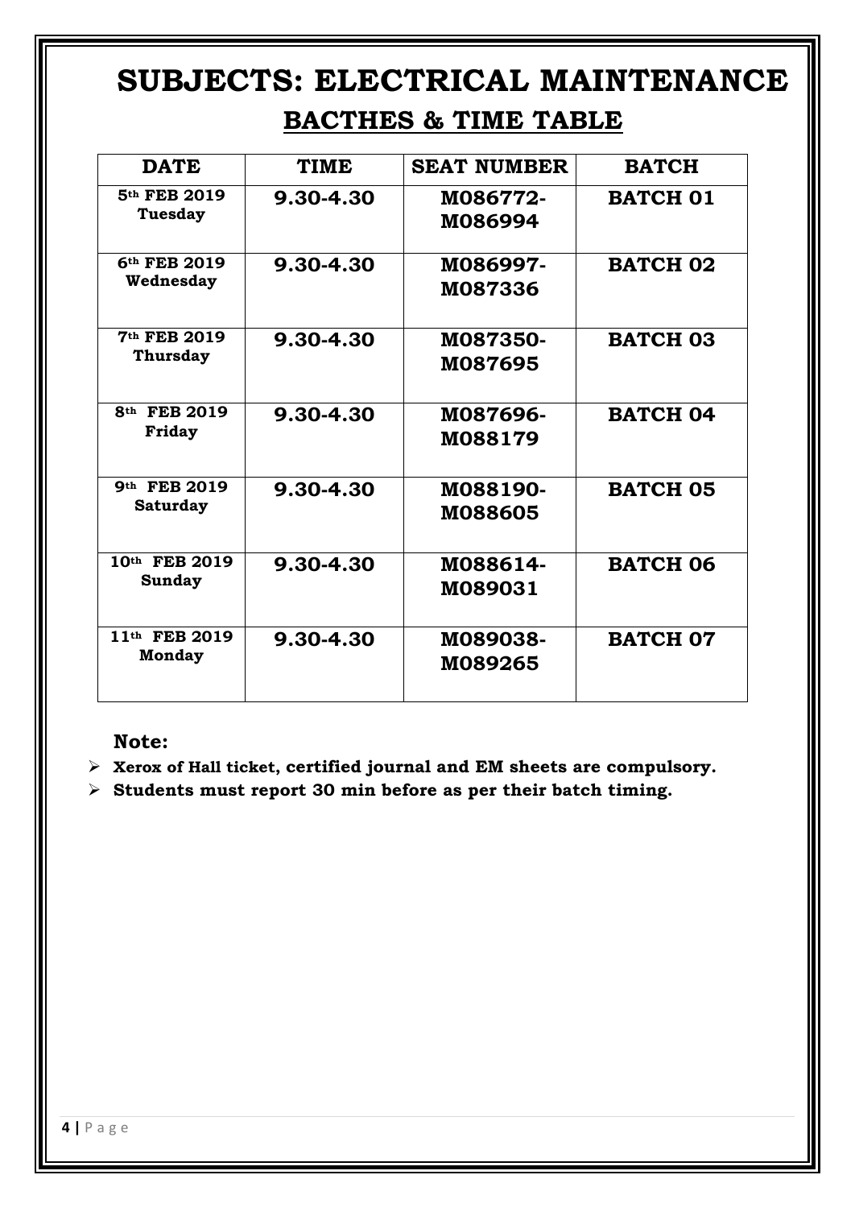# SUBJECTS: ELECTRICAL MAINTENANCE

## BACTHES & TIME TABLE

| DATE | TIME | SEAT NUMBER | BATCH |
|---|---|---|---|
| 5th FEB 2019 Tuesday | 9.30-4.30 | M086772-M086994 | BATCH 01 |
| 6th FEB 2019 Wednesday | 9.30-4.30 | M086997-M087336 | BATCH 02 |
| 7th FEB 2019 Thursday | 9.30-4.30 | M087350-M087695 | BATCH 03 |
| 8th FEB 2019 Friday | 9.30-4.30 | M087696-M088179 | BATCH 04 |
| 9th FEB 2019 Saturday | 9.30-4.30 | M088190-M088605 | BATCH 05 |
| 10th FEB 2019 Sunday | 9.30-4.30 | M088614-M089031 | BATCH 06 |
| 11th FEB 2019 Monday | 9.30-4.30 | M089038-M089265 | BATCH 07 |

**Note:**

- **Xerox of Hall ticket, certified journal and EM sheets are compulsory.**
- **Students must report 30 min before as per their batch timing.**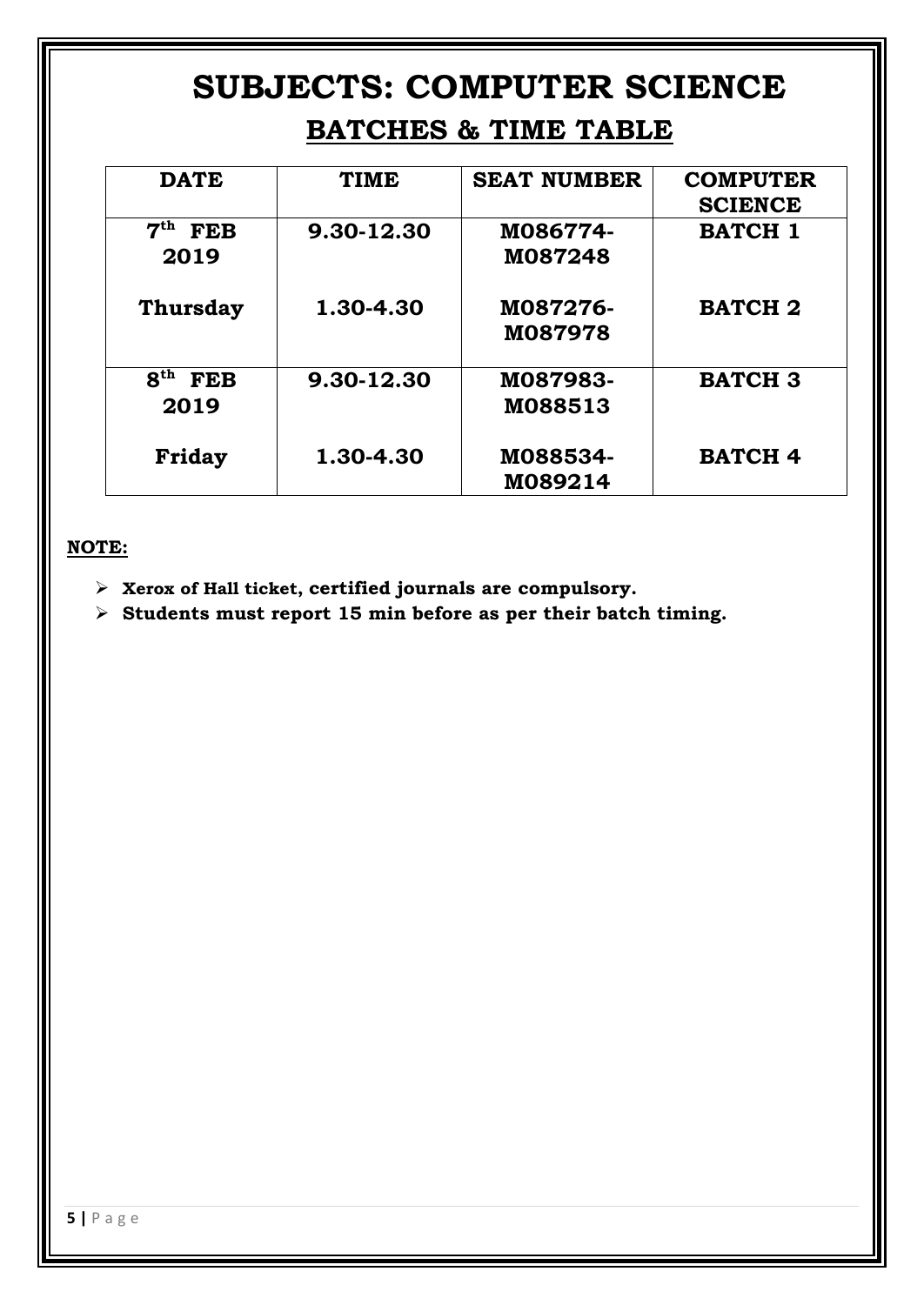# SUBJECTS: COMPUTER SCIENCE

## BATCHES & TIME TABLE

| DATE | TIME | SEAT NUMBER | COMPUTER SCIENCE |
|---|---|---|---|
| 7th FEB 2019 | 9.30-12.30 | M086774-M087248 | BATCH 1 |
| Thursday | 1.30-4.30 | M087276-M087978 | BATCH 2 |
| 8th FEB 2019 | 9.30-12.30 | M087983-M088513 | BATCH 3 |
| Friday | 1.30-4.30 | M088534-M089214 | BATCH 4 |

**NOTE:**

- **Xerox of Hall ticket, certified journals are compulsory.**
- **Students must report 15 min before as per their batch timing.**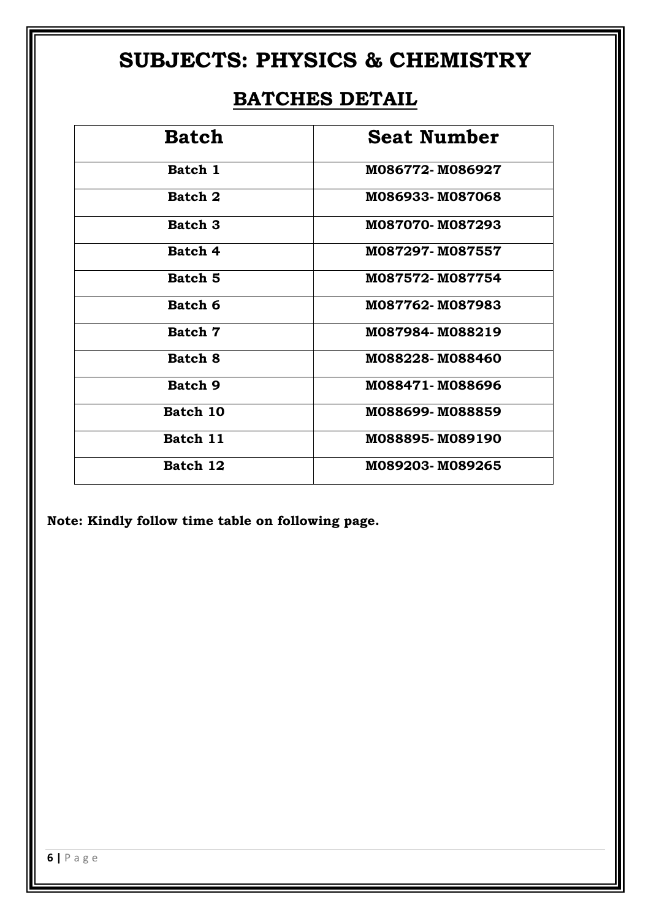# SUBJECTS: PHYSICS & CHEMISTRY

## BATCHES DETAIL

| Batch | Seat Number |
|---|---|
| Batch 1 | M086772- M086927 |
| Batch 2 | M086933- M087068 |
| Batch 3 | M087070- M087293 |
| Batch 4 | M087297- M087557 |
| Batch 5 | M087572- M087754 |
| Batch 6 | M087762- M087983 |
| Batch 7 | M087984- M088219 |
| Batch 8 | M088228- M088460 |
| Batch 9 | M088471- M088696 |
| Batch 10 | M088699- M088859 |
| Batch 11 | M088895- M089190 |
| Batch 12 | M089203- M089265 |

**Note: Kindly follow time table on following page.**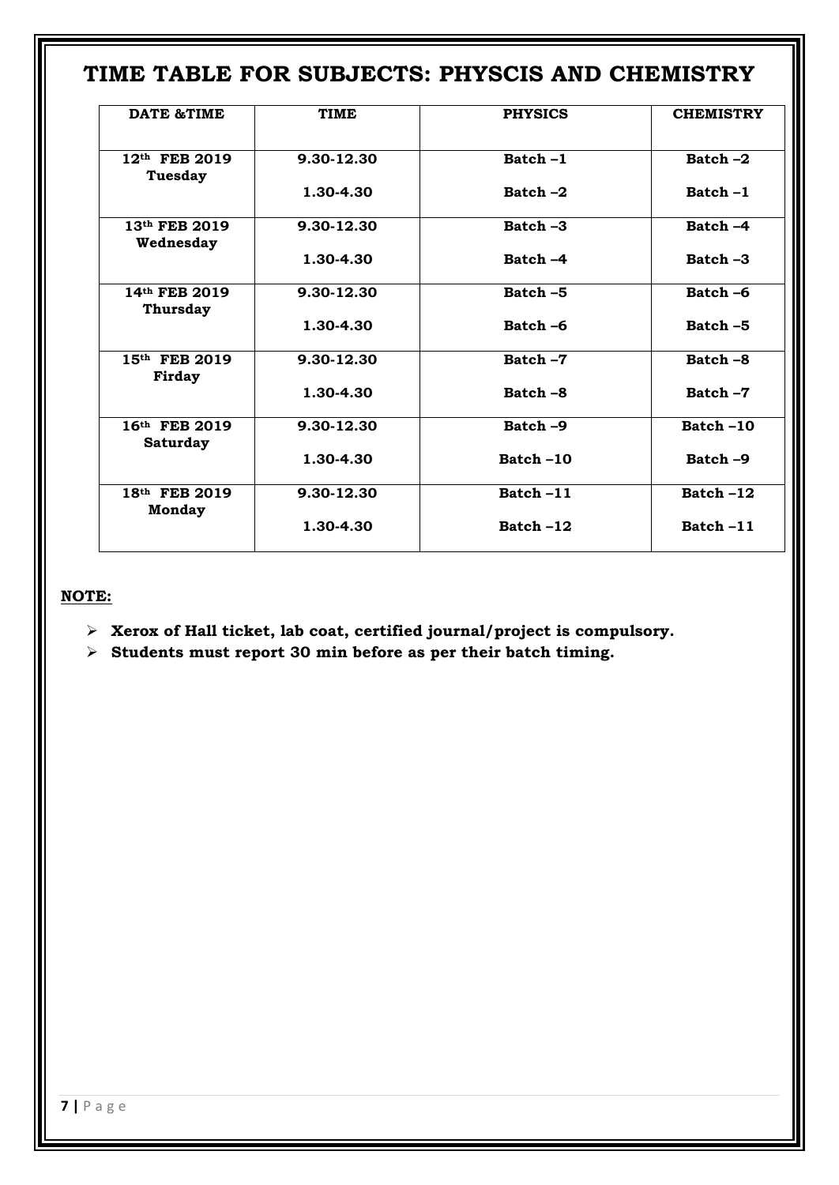# TIME TABLE FOR SUBJECTS: PHYSCIS AND CHEMISTRY

| DATE &TIME | TIME | PHYSICS | CHEMISTRY |
|---|---|---|---|
| 12th FEB 2019 Tuesday | 9.30-12.30 | Batch –1 | Batch –2 |
| | 1.30-4.30 | Batch –2 | Batch –1 |
| 13th FEB 2019 Wednesday | 9.30-12.30 | Batch –3 | Batch –4 |
| | 1.30-4.30 | Batch –4 | Batch –3 |
| 14th FEB 2019 Thursday | 9.30-12.30 | Batch –5 | Batch –6 |
| | 1.30-4.30 | Batch –6 | Batch –5 |
| 15th FEB 2019 Firday | 9.30-12.30 | Batch –7 | Batch –8 |
| | 1.30-4.30 | Batch –8 | Batch –7 |
| 16th FEB 2019 Saturday | 9.30-12.30 | Batch –9 | Batch –10 |
| | 1.30-4.30 | Batch –10 | Batch –9 |
| 18th FEB 2019 Monday | 9.30-12.30 | Batch –11 | Batch –12 |
| | 1.30-4.30 | Batch –12 | Batch –11 |

**NOTE:**

- **Xerox of Hall ticket, lab coat, certified journal/project is compulsory.**
- **Students must report 30 min before as per their batch timing.**